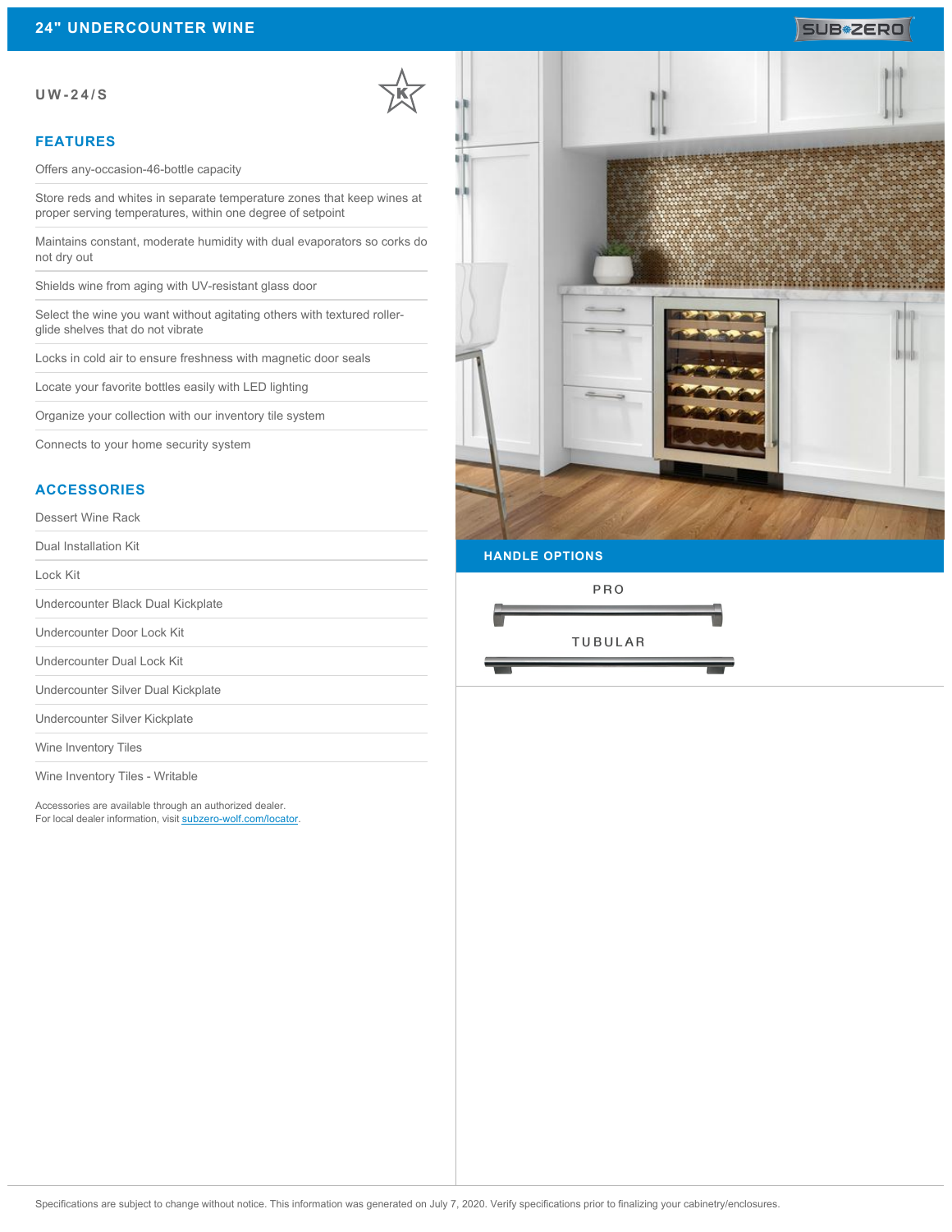# 24" UNDERCOUNTER WINE

SUB-ZERO

## UW-24/S

### FEATURES

- Offers any-occasion-46-bottle capacity
- Store reds and whites in separate temperature zones that keep wines at proper serving temperatures, within one degree of setpoint
- Maintains constant, moderate humidity with dual evaporators so corks do not dry out
- Shields wine from aging with UV-resistant glass door
- Select the wine you want without agitating others with textured roller-glide shelves that do not vibrate
- Locks in cold air to ensure freshness with magnetic door seals
- Locate your favorite bottles easily with LED lighting
- Organize your collection with our inventory tile system
- Connects to your home security system

### ACCESSORIES

- Dessert Wine Rack
- Dual Installation Kit
- Lock Kit
- Undercounter Black Dual Kickplate
- Undercounter Door Lock Kit
- Undercounter Dual Lock Kit
- Undercounter Silver Dual Kickplate
- Undercounter Silver Kickplate
- Wine Inventory Tiles
- Wine Inventory Tiles - Writable

Accessories are available through an authorized dealer.
For local dealer information, visit subzero-wolf.com/locator.

### HANDLE OPTIONS

PRO

TUBULAR

Specifications are subject to change without notice. This information was generated on July 7, 2020. Verify specifications prior to finalizing your cabinetry/enclosures.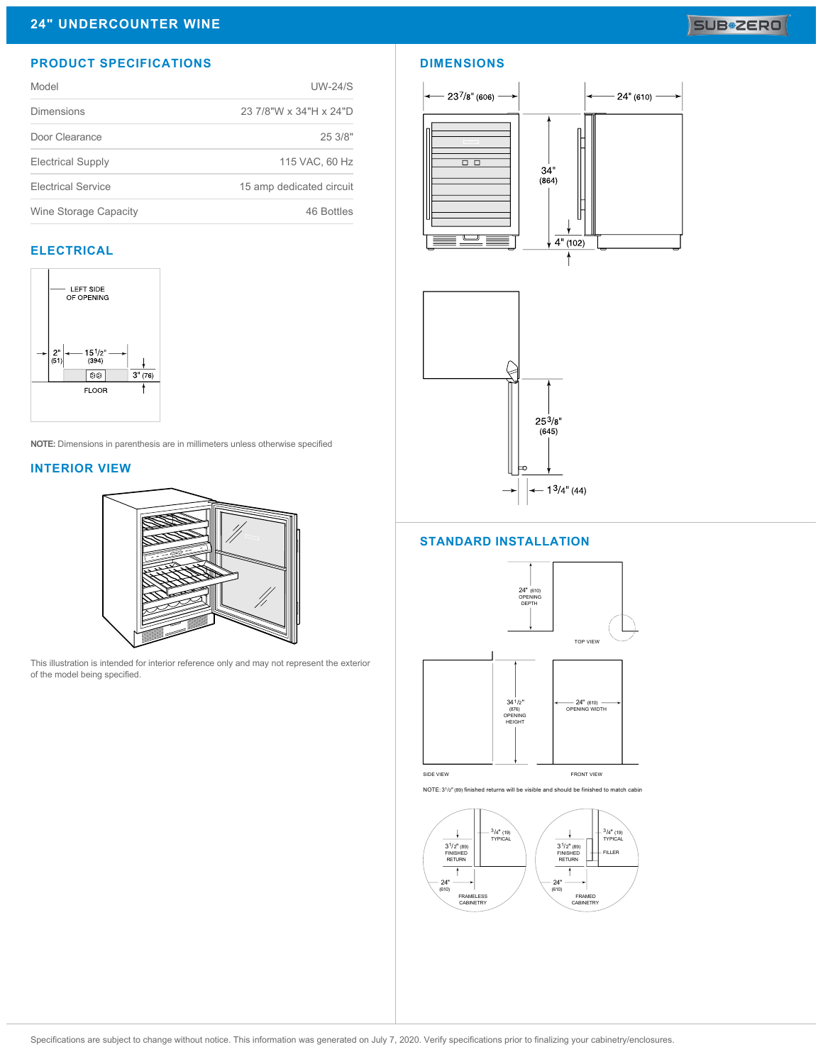# 24" UNDERCOUNTER WINE

## PRODUCT SPECIFICATIONS

| | |
|---|---|
| Model | UW-24/S |
| Dimensions | 23 7/8"W x 34"H x 24"D |
| Door Clearance | 25 3/8" |
| Electrical Supply | 115 VAC, 60 Hz |
| Electrical Service | 15 amp dedicated circuit |
| Wine Storage Capacity | 46 Bottles |

## ELECTRICAL

LEFT SIDE OF OPENING

2" (51)

15 1/2" (394)

3" (76)

FLOOR

**NOTE:** Dimensions in parenthesis are in millimeters unless otherwise specified

## INTERIOR VIEW

This illustration is intended for interior reference only and may not represent the exterior of the model being specified.

## DIMENSIONS

23 7/8" (606)

24" (610)

34" (864)

4" (102)

25 3/8" (645)

1 3/4" (44)

## STANDARD INSTALLATION

24" (610) OPENING DEPTH

TOP VIEW

34 1/2" (876) OPENING HEIGHT

24" (610) OPENING WIDTH

SIDE VIEW

FRONT VIEW

NOTE: 3 1/2" (89) finished returns will be visible and should be finished to match cabin

3/4" (19) TYPICAL

3 1/2" (89) FINISHED RETURN

24" (610)

FRAMELESS CABINETRY

3/4" (19) TYPICAL

3 1/2" (89) FINISHED RETURN

FILLER

24" (610)

FRAMED CABINETRY

Specifications are subject to change without notice. This information was generated on July 7, 2020. Verify specifications prior to finalizing your cabinetry/enclosures.